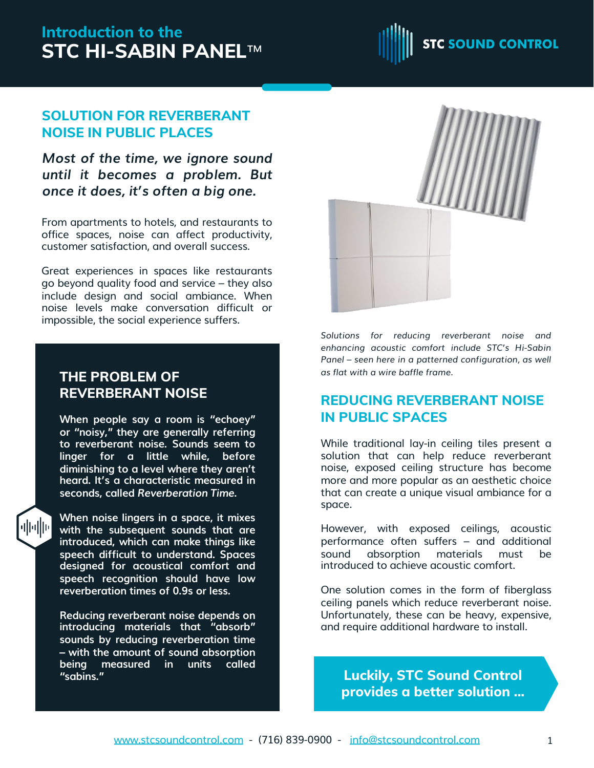# Introduction to the STC HI-SABIN PANEL™

STC SOUND CONTROL

## SOLUTION FOR REVERBERANT NOISE IN PUBLIC PLACES

***Most of the time, we ignore sound until it becomes a problem. But once it does, it's often a big one.***

From apartments to hotels, and restaurants to office spaces, noise can affect productivity, customer satisfaction, and overall success.

Great experiences in spaces like restaurants go beyond quality food and service – they also include design and social ambiance. When noise levels make conversation difficult or impossible, the social experience suffers.

## THE PROBLEM OF REVERBERANT NOISE

**When people say a room is "echoey" or "noisy," they are generally referring to reverberant noise. Sounds seem to linger for a little while, before diminishing to a level where they aren't heard. It's a characteristic measured in seconds, called *Reverberation Time*.**

**When noise lingers in a space, it mixes with the subsequent sounds that are introduced, which can make things like speech difficult to understand. Spaces designed for acoustical comfort and speech recognition should have low reverberation times of 0.9s or less.**

**Reducing reverberant noise depends on introducing materials that "absorb" sounds by reducing reverberation time – with the amount of sound absorption being measured in units called "sabins."**

*Solutions for reducing reverberant noise and enhancing acoustic comfort include STC's Hi-Sabin Panel – seen here in a patterned configuration, as well as flat with a wire baffle frame.*

## REDUCING REVERBERANT NOISE IN PUBLIC SPACES

While traditional lay-in ceiling tiles present a solution that can help reduce reverberant noise, exposed ceiling structure has become more and more popular as an aesthetic choice that can create a unique visual ambiance for a space.

However, with exposed ceilings, acoustic performance often suffers – and additional sound absorption materials must be introduced to achieve acoustic comfort.

One solution comes in the form of fiberglass ceiling panels which reduce reverberant noise. Unfortunately, these can be heavy, expensive, and require additional hardware to install.

**Luckily, STC Sound Control provides a better solution ...**

www.stcsoundcontrol.com - (716) 839-0900 - info@stcsoundcontrol.com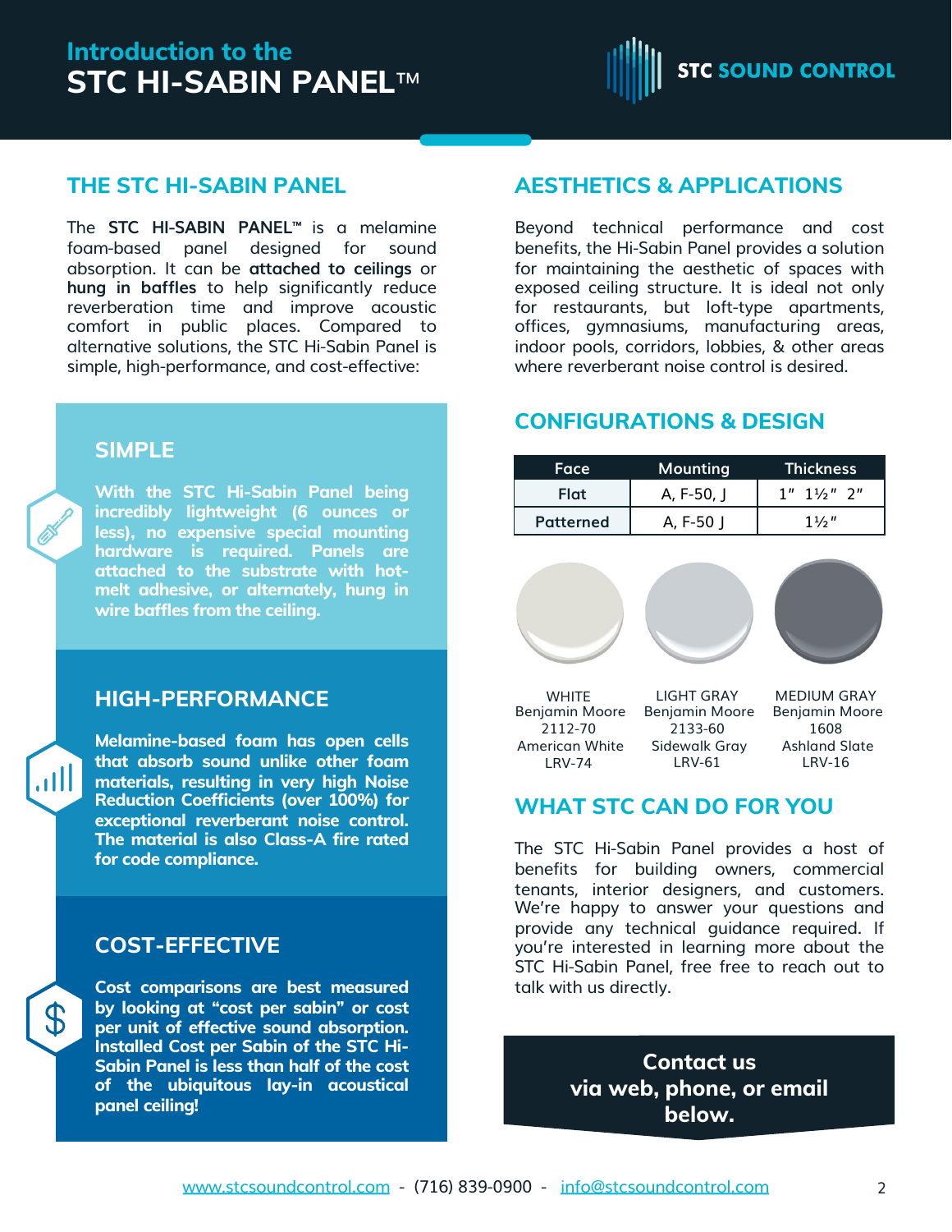# Introduction to the STC HI-SABIN PANEL™

STC SOUND CONTROL

## THE STC HI-SABIN PANEL

The **STC HI-SABIN PANEL™** is a melamine foam-based panel designed for sound absorption. It can be **attached to ceilings** or **hung in baffles** to help significantly reduce reverberation time and improve acoustic comfort in public places. Compared to alternative solutions, the STC Hi-Sabin Panel is simple, high-performance, and cost-effective:

### SIMPLE

**With the STC Hi-Sabin Panel being incredibly lightweight (6 ounces or less), no expensive special mounting hardware is required. Panels are attached to the substrate with hot-melt adhesive, or alternately, hung in wire baffles from the ceiling.**

### HIGH-PERFORMANCE

**Melamine-based foam has open cells that absorb sound unlike other foam materials, resulting in very high Noise Reduction Coefficients (over 100%) for exceptional reverberant noise control. The material is also Class-A fire rated for code compliance.**

### COST-EFFECTIVE

**Cost comparisons are best measured by looking at "cost per sabin" or cost per unit of effective sound absorption. Installed Cost per Sabin of the STC Hi-Sabin Panel is less than half of the cost of the ubiquitous lay-in acoustical panel ceiling!**

## AESTHETICS & APPLICATIONS

Beyond technical performance and cost benefits, the Hi-Sabin Panel provides a solution for maintaining the aesthetic of spaces with exposed ceiling structure. It is ideal not only for restaurants, but loft-type apartments, offices, gymnasiums, manufacturing areas, indoor pools, corridors, lobbies, & other areas where reverberant noise control is desired.

## CONFIGURATIONS & DESIGN

| Face | Mounting | Thickness |
|---|---|---|
| Flat | A, F-50, J | 1" 1½" 2" |
| Patterned | A, F-50 J | 1½" |

WHITE
Benjamin Moore
2112-70
American White
LRV-74

LIGHT GRAY
Benjamin Moore
2133-60
Sidewalk Gray
LRV-61

MEDIUM GRAY
Benjamin Moore
1608
Ashland Slate
LRV-16

## WHAT STC CAN DO FOR YOU

The STC Hi-Sabin Panel provides a host of benefits for building owners, commercial tenants, interior designers, and customers. We're happy to answer your questions and provide any technical guidance required. If you're interested in learning more about the STC Hi-Sabin Panel, free free to reach out to talk with us directly.

**Contact us via web, phone, or email below.**

www.stcsoundcontrol.com - (716) 839-0900 - info@stcsoundcontrol.com